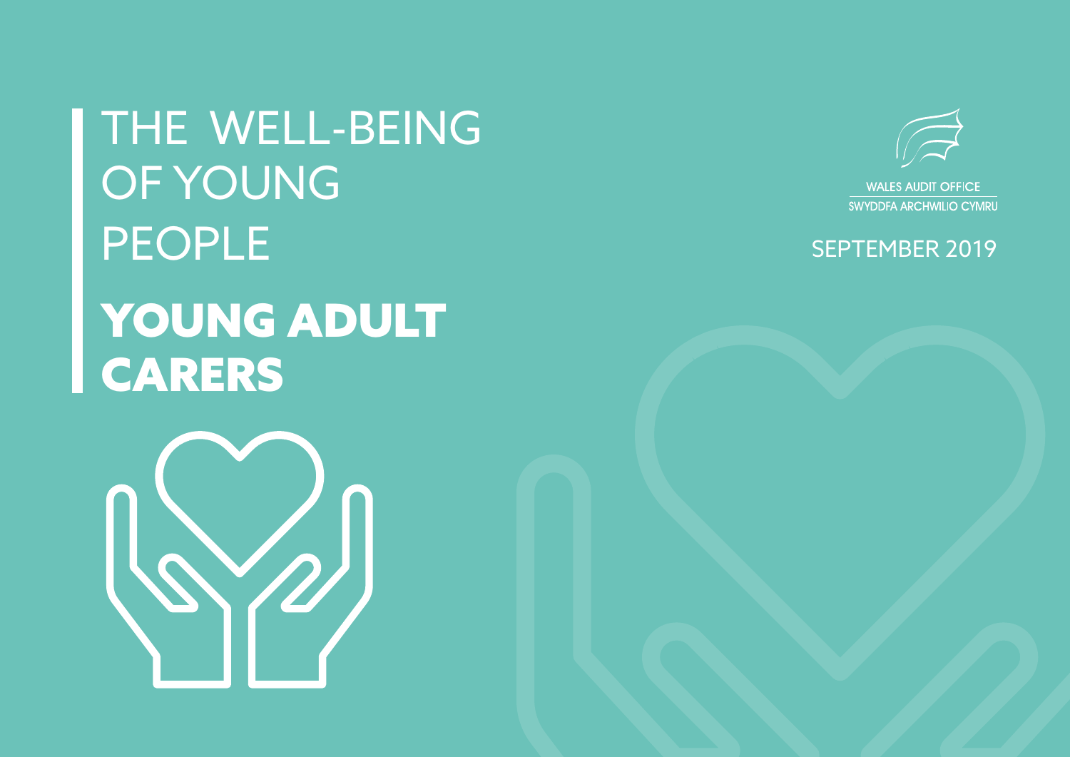# THE WELL-BEING OF YOUNG PEOPLE

# YOUNG ADULT CARERS

WALES AUDIT OFFICE
SWYDDFA ARCHWILIO CYMRU

SEPTEMBER 2019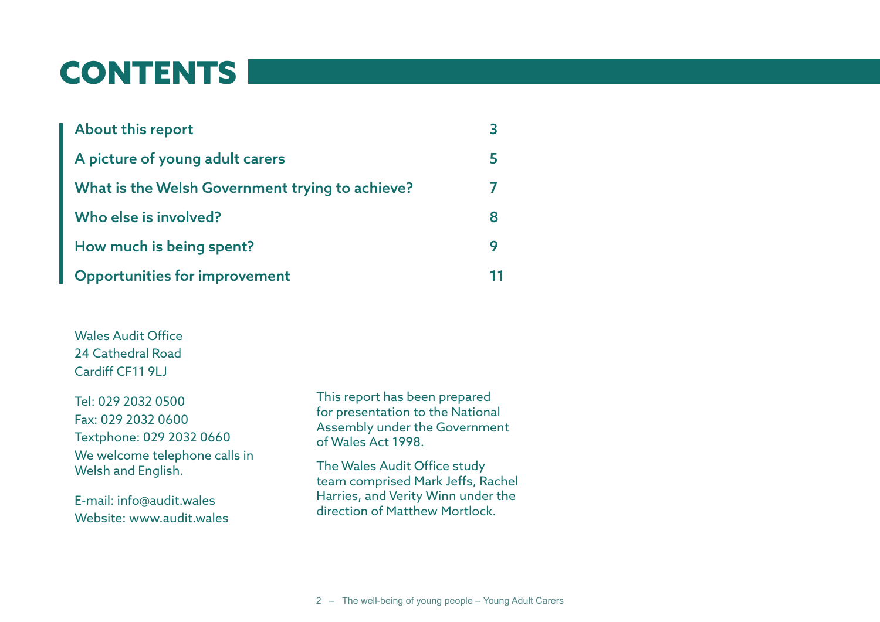# CONTENTS

| | |
|---|---|
| About this report | 3 |
| A picture of young adult carers | 5 |
| What is the Welsh Government trying to achieve? | 7 |
| Who else is involved? | 8 |
| How much is being spent? | 9 |
| Opportunities for improvement | 11 |

Wales Audit Office
24 Cathedral Road
Cardiff CF11 9LJ

Tel: 029 2032 0500
Fax: 029 2032 0600
Textphone: 029 2032 0660
We welcome telephone calls in Welsh and English.

E-mail: info@audit.wales
Website: www.audit.wales

This report has been prepared for presentation to the National Assembly under the Government of Wales Act 1998.

The Wales Audit Office study team comprised Mark Jeffs, Rachel Harries, and Verity Winn under the direction of Matthew Mortlock.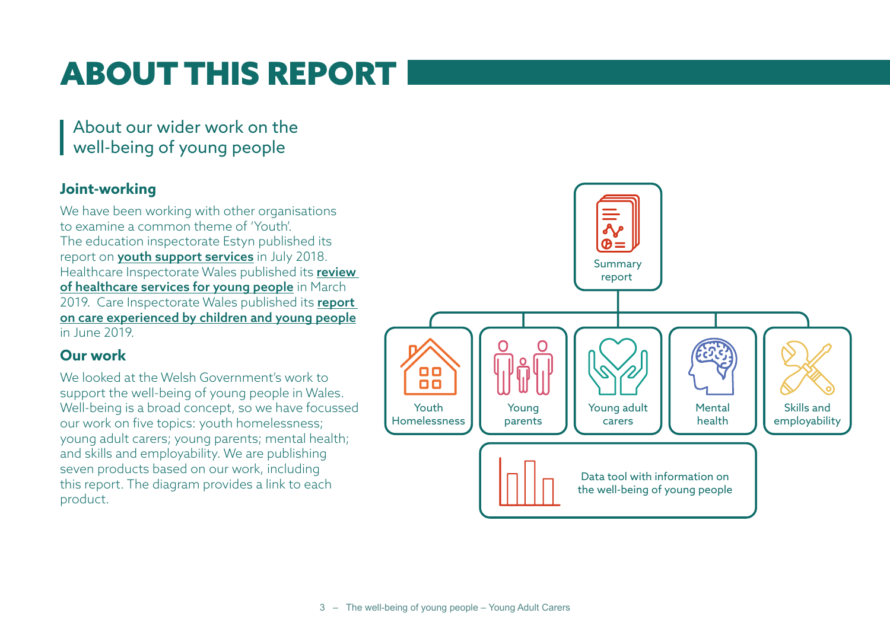# ABOUT THIS REPORT

## About our wider work on the well-being of young people

### Joint-working

We have been working with other organisations to examine a common theme of 'Youth'. The education inspectorate Estyn published its report on **youth support services** in July 2018. Healthcare Inspectorate Wales published its **review of healthcare services for young people** in March 2019. Care Inspectorate Wales published its **report on care experienced by children and young people** in June 2019.

### Our work

We looked at the Welsh Government's work to support the well-being of young people in Wales. Well-being is a broad concept, so we have focussed our work on five topics: youth homelessness; young adult carers; young parents; mental health; and skills and employability. We are publishing seven products based on our work, including this report. The diagram provides a link to each product.

- Summary report
  - Youth Homelessness
  - Young parents
  - Young adult carers
  - Mental health
  - Skills and employability
- Data tool with information on the well-being of young people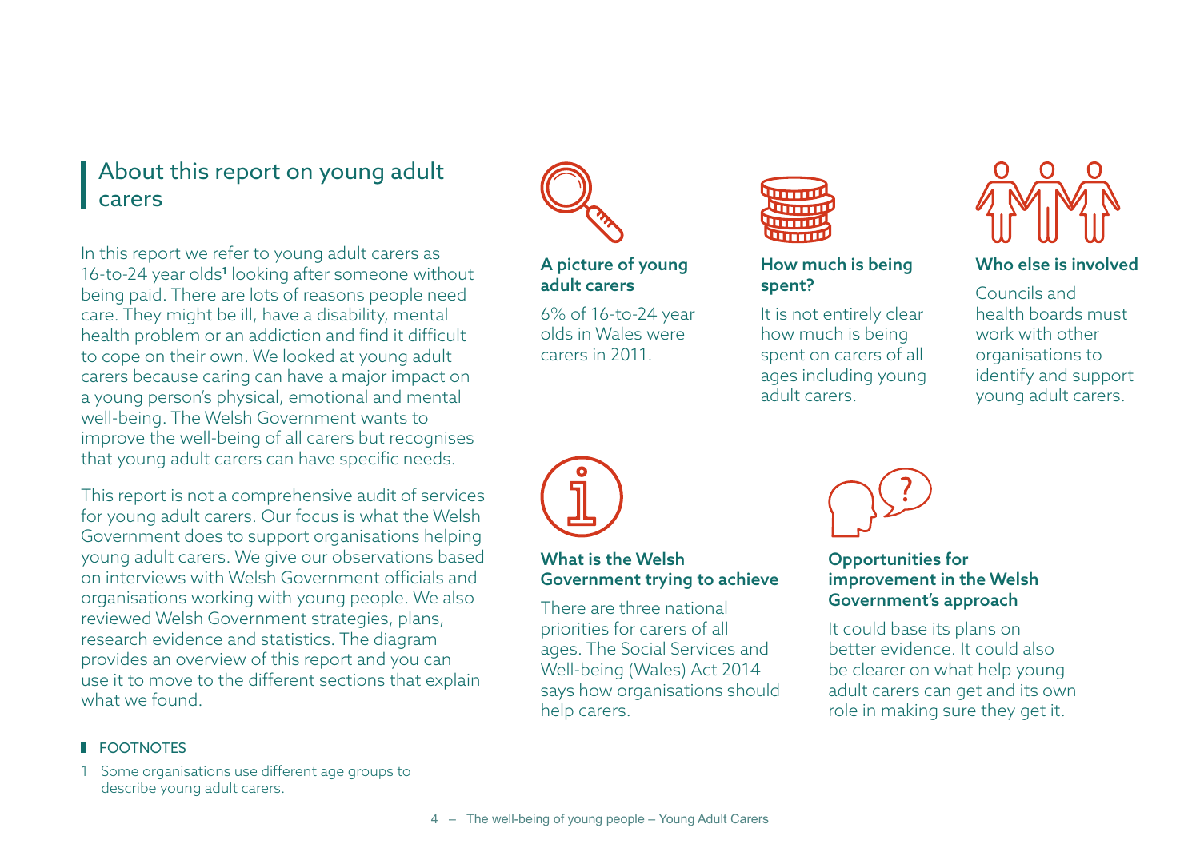## About this report on young adult carers

In this report we refer to young adult carers as 16-to-24 year olds[1] looking after someone without being paid. There are lots of reasons people need care. They might be ill, have a disability, mental health problem or an addiction and find it difficult to cope on their own. We looked at young adult carers because caring can have a major impact on a young person's physical, emotional and mental well-being. The Welsh Government wants to improve the well-being of all carers but recognises that young adult carers can have specific needs.

This report is not a comprehensive audit of services for young adult carers. Our focus is what the Welsh Government does to support organisations helping young adult carers. We give our observations based on interviews with Welsh Government officials and organisations working with young people. We also reviewed Welsh Government strategies, plans, research evidence and statistics. The diagram provides an overview of this report and you can use it to move to the different sections that explain what we found.

### A picture of young adult carers

6% of 16-to-24 year olds in Wales were carers in 2011.

### How much is being spent?

It is not entirely clear how much is being spent on carers of all ages including young adult carers.

### Who else is involved

Councils and health boards must work with other organisations to identify and support young adult carers.

### What is the Welsh Government trying to achieve

There are three national priorities for carers of all ages. The Social Services and Well-being (Wales) Act 2014 says how organisations should help carers.

### Opportunities for improvement in the Welsh Government's approach

It could base its plans on better evidence. It could also be clearer on what help young adult carers can get and its own role in making sure they get it.

FOOTNOTES

1 Some organisations use different age groups to describe young adult carers.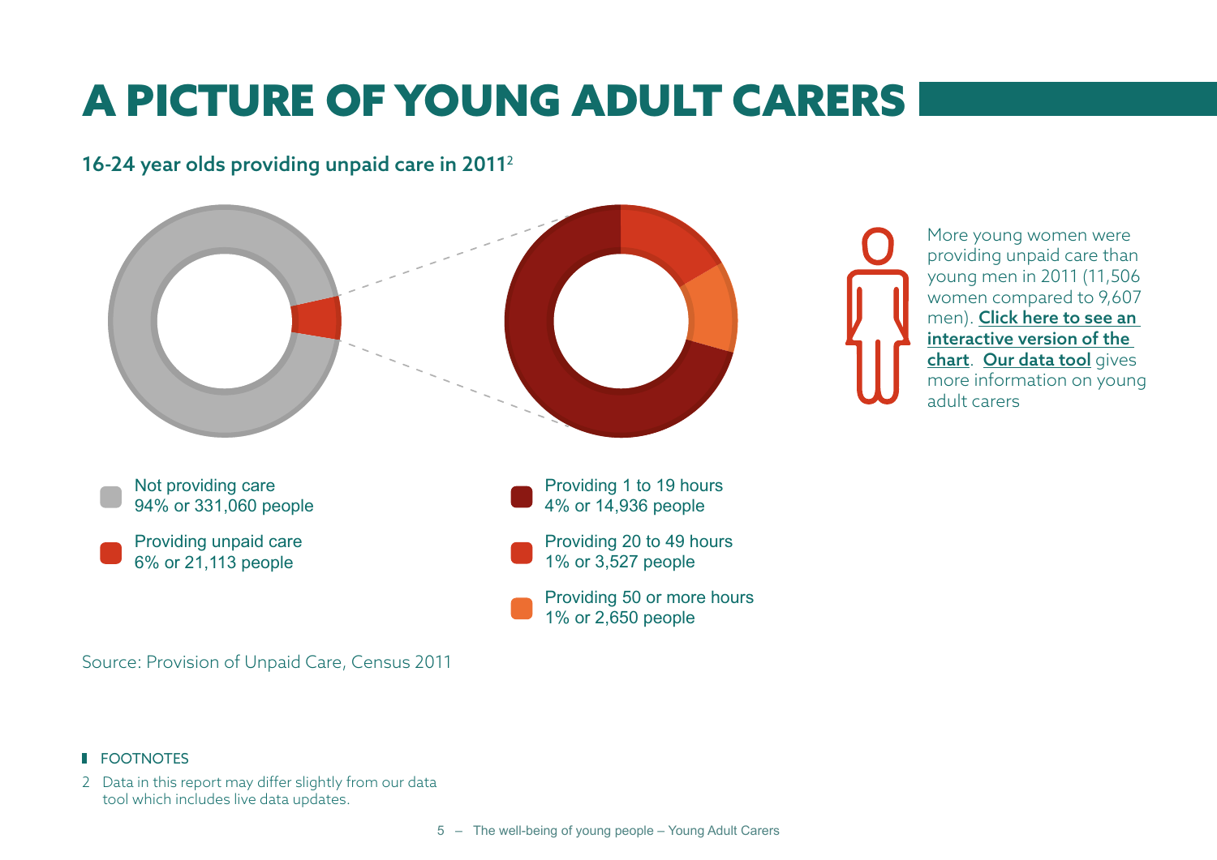# A PICTURE OF YOUNG ADULT CARERS

## 16-24 year olds providing unpaid care in 2011[2]

Not providing care
94% or 331,060 people

Providing unpaid care
6% or 21,113 people

Providing 1 to 19 hours
4% or 14,936 people

Providing 20 to 49 hours
1% or 3,527 people

Providing 50 or more hours
1% or 2,650 people

More young women were providing unpaid care than young men in 2011 (11,506 women compared to 9,607 men). **Click here to see an interactive version of the chart**. **Our data tool** gives more information on young adult carers

Source: Provision of Unpaid Care, Census 2011

FOOTNOTES

2 Data in this report may differ slightly from our data tool which includes live data updates.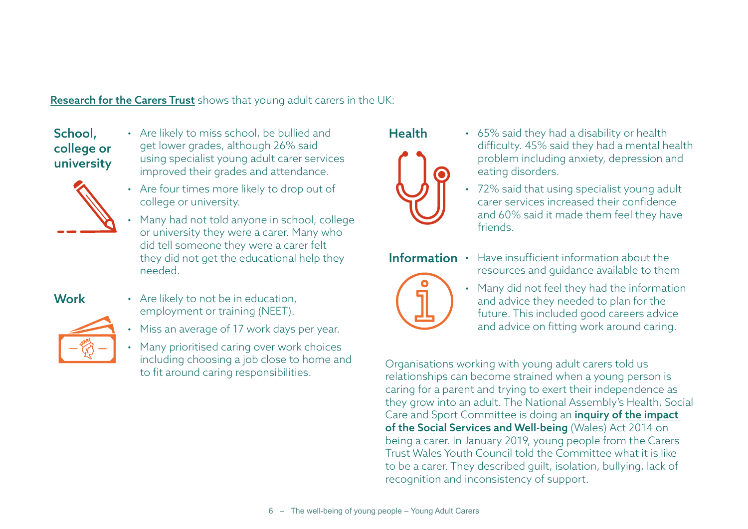Research for the Carers Trust shows that young adult carers in the UK:

### School, college or university

- Are likely to miss school, be bullied and get lower grades, although 26% said using specialist young adult carer services improved their grades and attendance.
- Are four times more likely to drop out of college or university.
- Many had not told anyone in school, college or university they were a carer. Many who did tell someone they were a carer felt they did not get the educational help they needed.

### Work

- Are likely to not be in education, employment or training (NEET).
- Miss an average of 17 work days per year.
- Many prioritised caring over work choices including choosing a job close to home and to fit around caring responsibilities.

### Health

- 65% said they had a disability or health difficulty. 45% said they had a mental health problem including anxiety, depression and eating disorders.
- 72% said that using specialist young adult carer services increased their confidence and 60% said it made them feel they have friends.

### Information

- Have insufficient information about the resources and guidance available to them
- Many did not feel they had the information and advice they needed to plan for the future. This included good careers advice and advice on fitting work around caring.

Organisations working with young adult carers told us relationships can become strained when a young person is caring for a parent and trying to exert their independence as they grow into an adult. The National Assembly's Health, Social Care and Sport Committee is doing an **inquiry of the impact of the Social Services and Well-being** (Wales) Act 2014 on being a carer. In January 2019, young people from the Carers Trust Wales Youth Council told the Committee what it is like to be a carer. They described guilt, isolation, bullying, lack of recognition and inconsistency of support.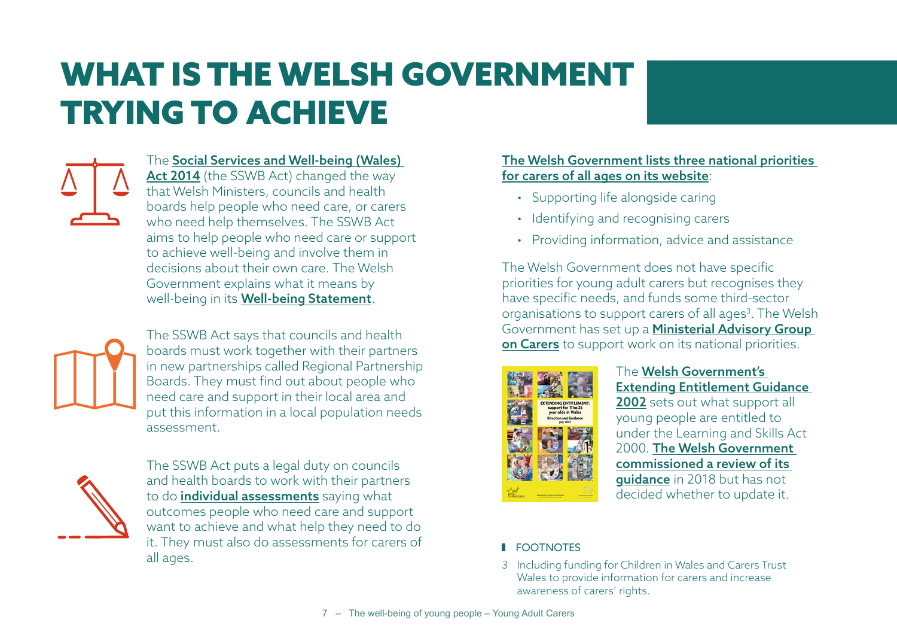# WHAT IS THE WELSH GOVERNMENT TRYING TO ACHIEVE

The **Social Services and Well-being (Wales) Act 2014** (the SSWB Act) changed the way that Welsh Ministers, councils and health boards help people who need care, or carers who need help themselves. The SSWB Act aims to help people who need care or support to achieve well-being and involve them in decisions about their own care. The Welsh Government explains what it means by well-being in its **Well-being Statement**.

The SSWB Act says that councils and health boards must work together with their partners in new partnerships called Regional Partnership Boards. They must find out about people who need care and support in their local area and put this information in a local population needs assessment.

The SSWB Act puts a legal duty on councils and health boards to work with their partners to do **individual assessments** saying what outcomes people who need care and support want to achieve and what help they need to do it. They must also do assessments for carers of all ages.

**The Welsh Government lists three national priorities for carers of all ages on its website**:

- Supporting life alongside caring
- Identifying and recognising carers
- Providing information, advice and assistance

The Welsh Government does not have specific priorities for young adult carers but recognises they have specific needs, and funds some third-sector organisations to support carers of all ages[3]. The Welsh Government has set up a **Ministerial Advisory Group on Carers** to support work on its national priorities.

The **Welsh Government's Extending Entitlement Guidance 2002** sets out what support all young people are entitled to under the Learning and Skills Act 2000. **The Welsh Government commissioned a review of its guidance** in 2018 but has not decided whether to update it.

FOOTNOTES

3 Including funding for Children in Wales and Carers Trust Wales to provide information for carers and increase awareness of carers' rights.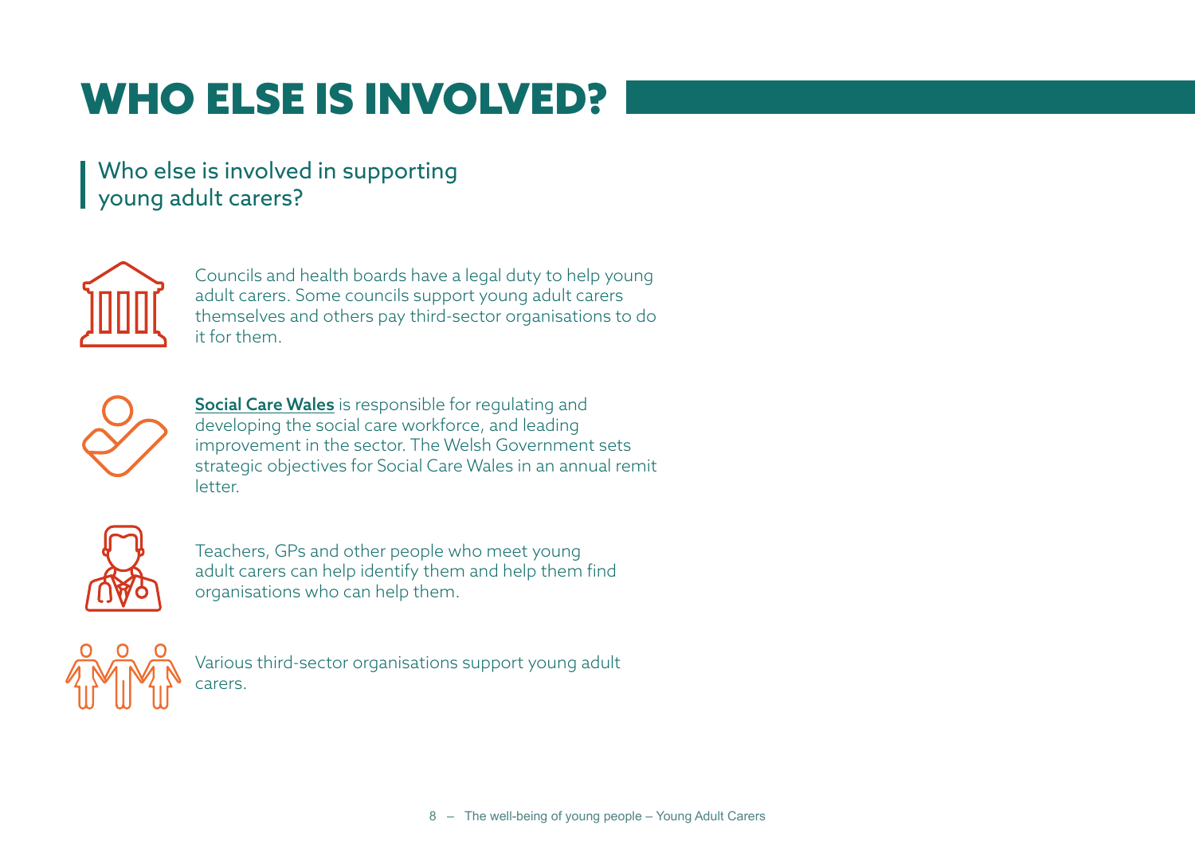# WHO ELSE IS INVOLVED?

Who else is involved in supporting young adult carers?

Councils and health boards have a legal duty to help young adult carers. Some councils support young adult carers themselves and others pay third-sector organisations to do it for them.

**Social Care Wales** is responsible for regulating and developing the social care workforce, and leading improvement in the sector. The Welsh Government sets strategic objectives for Social Care Wales in an annual remit letter.

Teachers, GPs and other people who meet young adult carers can help identify them and help them find organisations who can help them.

Various third-sector organisations support young adult carers.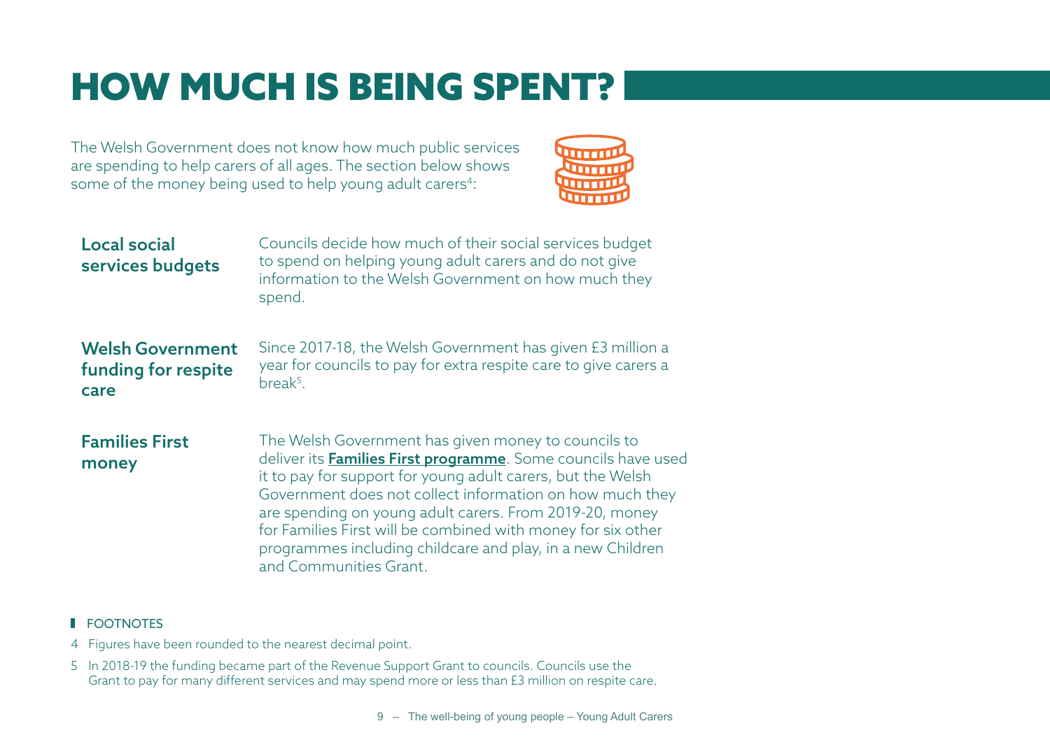# HOW MUCH IS BEING SPENT?

The Welsh Government does not know how much public services are spending to help carers of all ages. The section below shows some of the money being used to help young adult carers[4]:

**Local social services budgets**

Councils decide how much of their social services budget to spend on helping young adult carers and do not give information to the Welsh Government on how much they spend.

**Welsh Government funding for respite care**

Since 2017-18, the Welsh Government has given £3 million a year for councils to pay for extra respite care to give carers a break[5].

**Families First money**

The Welsh Government has given money to councils to deliver its **Families First programme**. Some councils have used it to pay for support for young adult carers, but the Welsh Government does not collect information on how much they are spending on young adult carers. From 2019-20, money for Families First will be combined with money for six other programmes including childcare and play, in a new Children and Communities Grant.

FOOTNOTES

4 Figures have been rounded to the nearest decimal point.

5 In 2018-19 the funding became part of the Revenue Support Grant to councils. Councils use the Grant to pay for many different services and may spend more or less than £3 million on respite care.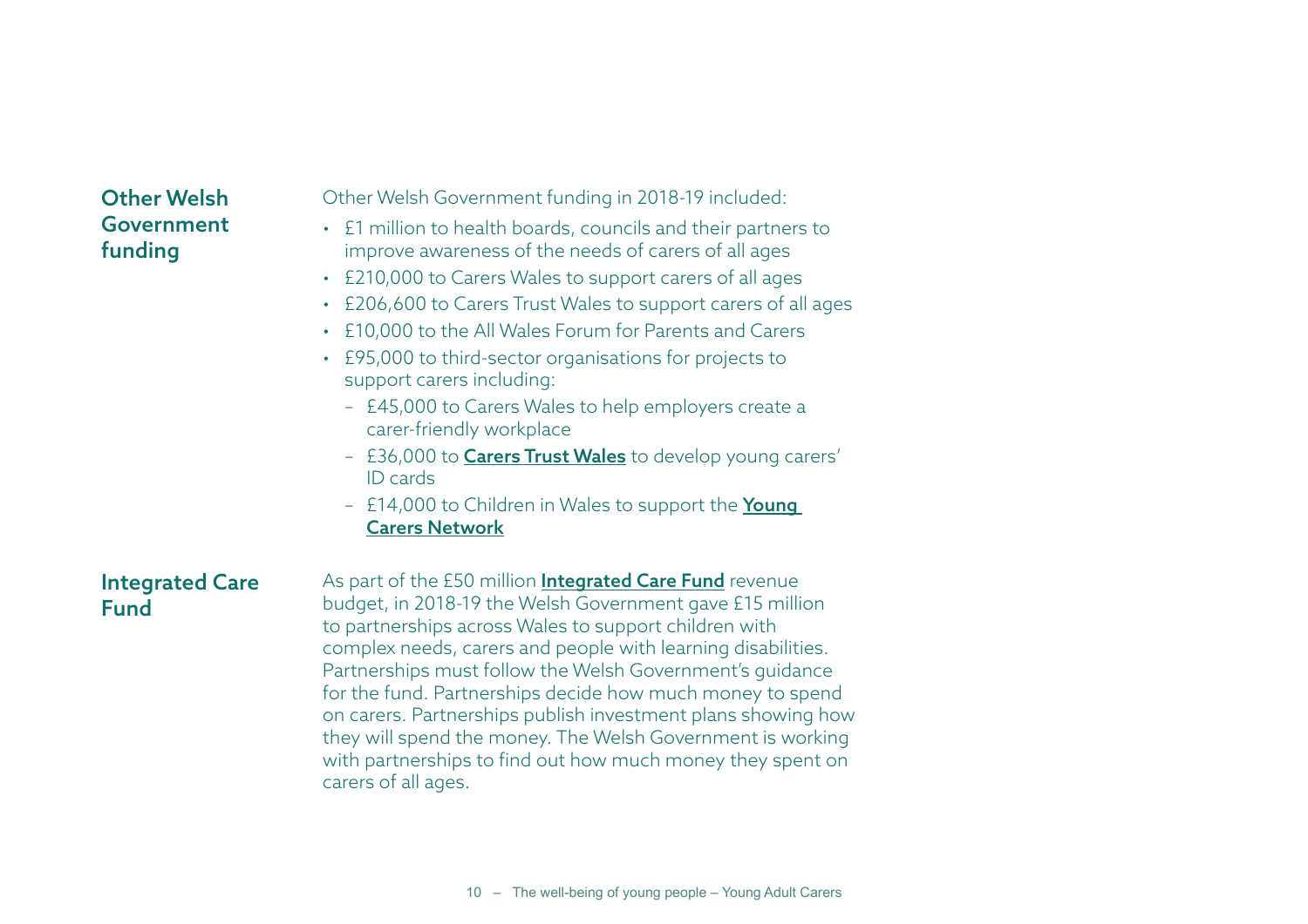## Other Welsh Government funding

Other Welsh Government funding in 2018-19 included:

- £1 million to health boards, councils and their partners to improve awareness of the needs of carers of all ages
- £210,000 to Carers Wales to support carers of all ages
- £206,600 to Carers Trust Wales to support carers of all ages
- £10,000 to the All Wales Forum for Parents and Carers
- £95,000 to third-sector organisations for projects to support carers including:
  - £45,000 to Carers Wales to help employers create a carer-friendly workplace
  - £36,000 to **Carers Trust Wales** to develop young carers' ID cards
  - £14,000 to Children in Wales to support the **Young Carers Network**

## Integrated Care Fund

As part of the £50 million **Integrated Care Fund** revenue budget, in 2018-19 the Welsh Government gave £15 million to partnerships across Wales to support children with complex needs, carers and people with learning disabilities. Partnerships must follow the Welsh Government's guidance for the fund. Partnerships decide how much money to spend on carers. Partnerships publish investment plans showing how they will spend the money. The Welsh Government is working with partnerships to find out how much money they spent on carers of all ages.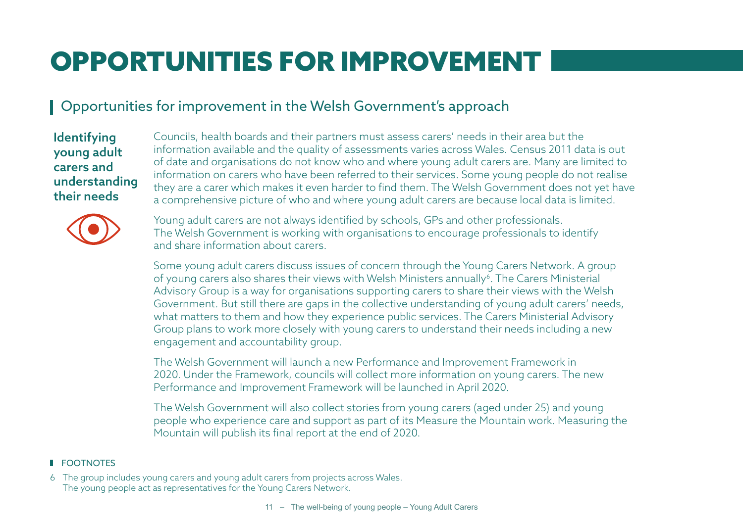# OPPORTUNITIES FOR IMPROVEMENT

## Opportunities for improvement in the Welsh Government's approach

### Identifying young adult carers and understanding their needs

Councils, health boards and their partners must assess carers' needs in their area but the information available and the quality of assessments varies across Wales. Census 2011 data is out of date and organisations do not know who and where young adult carers are. Many are limited to information on carers who have been referred to their services. Some young people do not realise they are a carer which makes it even harder to find them. The Welsh Government does not yet have a comprehensive picture of who and where young adult carers are because local data is limited.

Young adult carers are not always identified by schools, GPs and other professionals. The Welsh Government is working with organisations to encourage professionals to identify and share information about carers.

Some young adult carers discuss issues of concern through the Young Carers Network. A group of young carers also shares their views with Welsh Ministers annually[6]. The Carers Ministerial Advisory Group is a way for organisations supporting carers to share their views with the Welsh Government. But still there are gaps in the collective understanding of young adult carers' needs, what matters to them and how they experience public services. The Carers Ministerial Advisory Group plans to work more closely with young carers to understand their needs including a new engagement and accountability group.

The Welsh Government will launch a new Performance and Improvement Framework in 2020. Under the Framework, councils will collect more information on young carers. The new Performance and Improvement Framework will be launched in April 2020.

The Welsh Government will also collect stories from young carers (aged under 25) and young people who experience care and support as part of its Measure the Mountain work. Measuring the Mountain will publish its final report at the end of 2020.

FOOTNOTES

6 The group includes young carers and young adult carers from projects across Wales. The young people act as representatives for the Young Carers Network.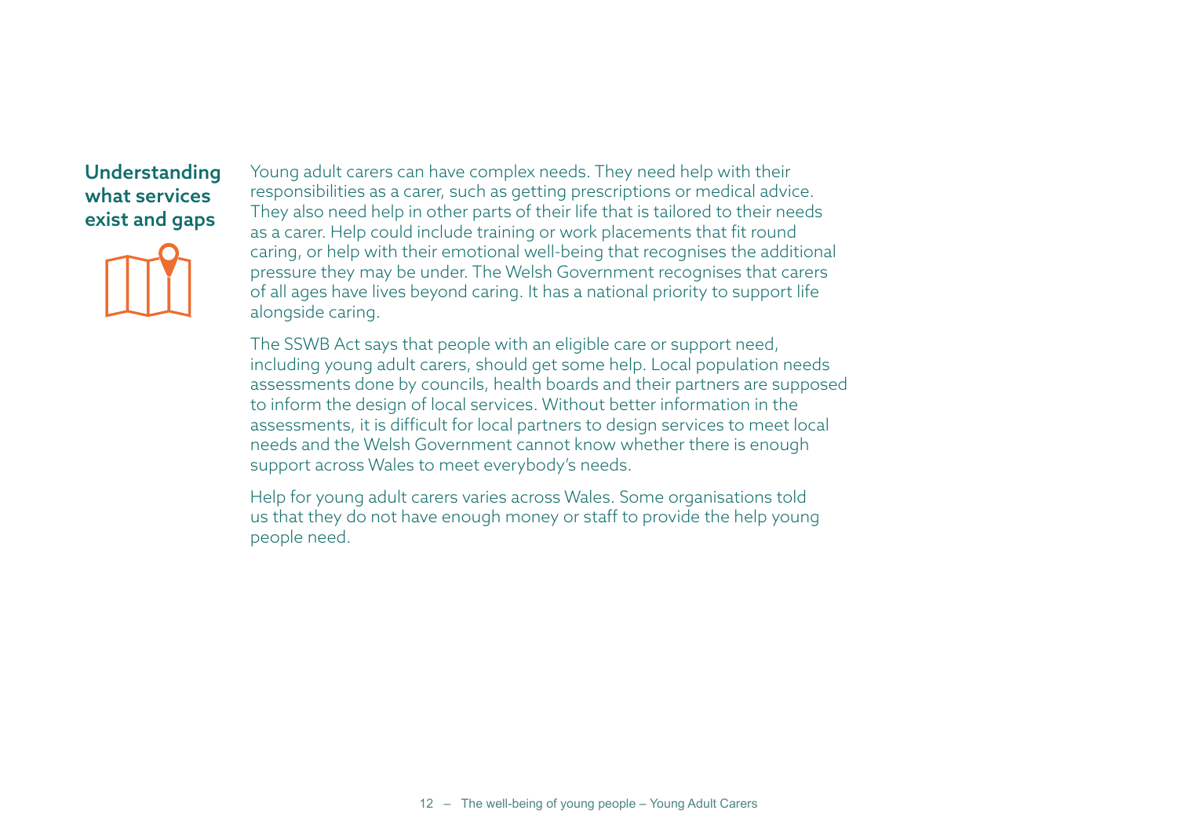## Understanding what services exist and gaps

Young adult carers can have complex needs. They need help with their responsibilities as a carer, such as getting prescriptions or medical advice. They also need help in other parts of their life that is tailored to their needs as a carer. Help could include training or work placements that fit round caring, or help with their emotional well-being that recognises the additional pressure they may be under. The Welsh Government recognises that carers of all ages have lives beyond caring. It has a national priority to support life alongside caring.

The SSWB Act says that people with an eligible care or support need, including young adult carers, should get some help. Local population needs assessments done by councils, health boards and their partners are supposed to inform the design of local services. Without better information in the assessments, it is difficult for local partners to design services to meet local needs and the Welsh Government cannot know whether there is enough support across Wales to meet everybody's needs.

Help for young adult carers varies across Wales. Some organisations told us that they do not have enough money or staff to provide the help young people need.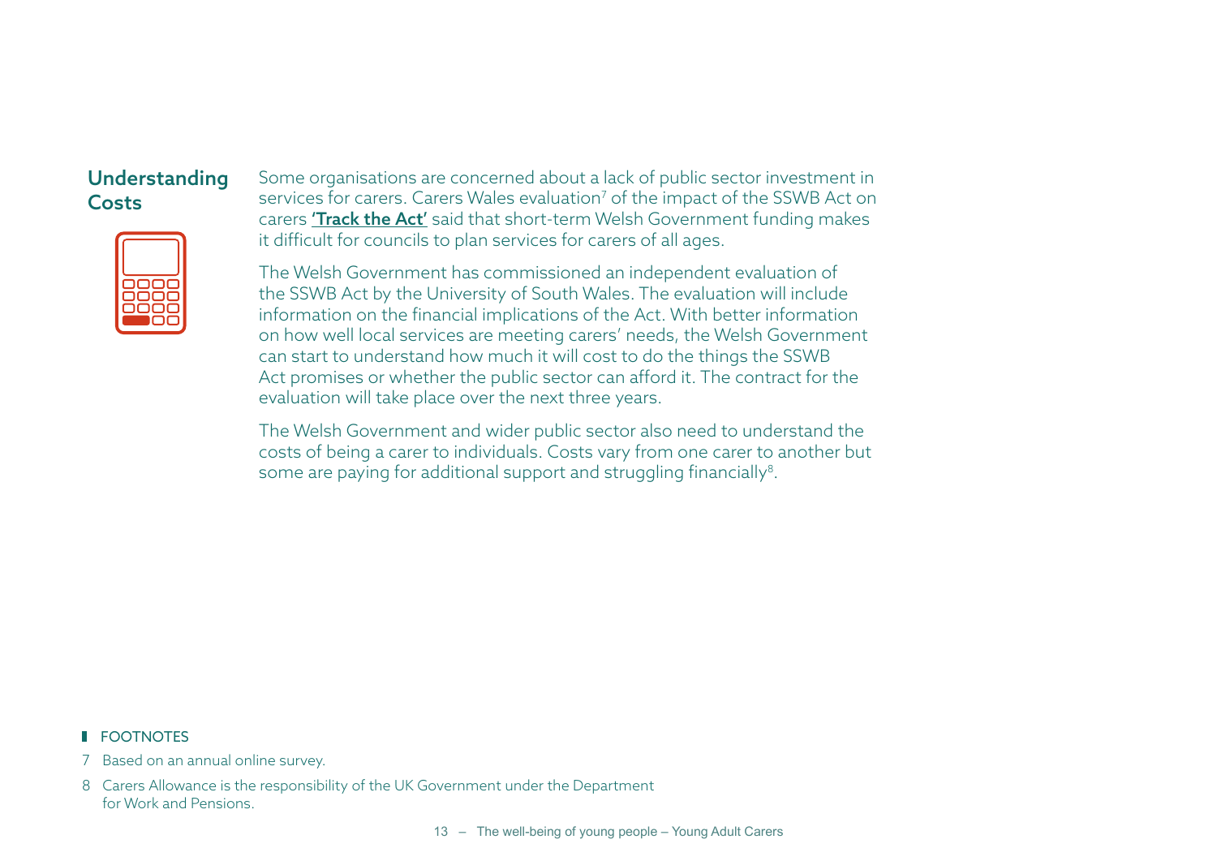## Understanding Costs

Some organisations are concerned about a lack of public sector investment in services for carers. Carers Wales evaluation[7] of the impact of the SSWB Act on carers **'Track the Act'** said that short-term Welsh Government funding makes it difficult for councils to plan services for carers of all ages.

The Welsh Government has commissioned an independent evaluation of the SSWB Act by the University of South Wales. The evaluation will include information on the financial implications of the Act. With better information on how well local services are meeting carers' needs, the Welsh Government can start to understand how much it will cost to do the things the SSWB Act promises or whether the public sector can afford it. The contract for the evaluation will take place over the next three years.

The Welsh Government and wider public sector also need to understand the costs of being a carer to individuals. Costs vary from one carer to another but some are paying for additional support and struggling financially[8].

FOOTNOTES

7 Based on an annual online survey.

8 Carers Allowance is the responsibility of the UK Government under the Department for Work and Pensions.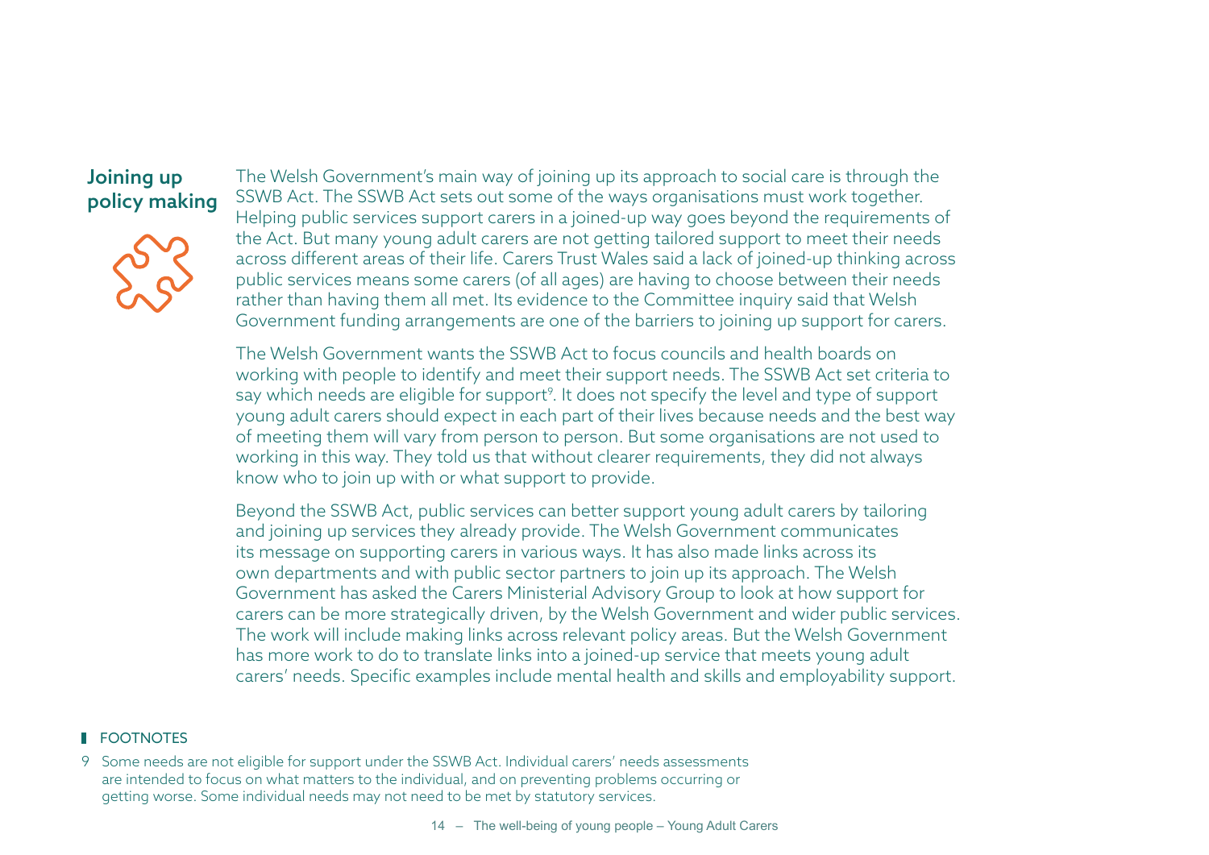## Joining up policy making

The Welsh Government's main way of joining up its approach to social care is through the SSWB Act. The SSWB Act sets out some of the ways organisations must work together. Helping public services support carers in a joined-up way goes beyond the requirements of the Act. But many young adult carers are not getting tailored support to meet their needs across different areas of their life. Carers Trust Wales said a lack of joined-up thinking across public services means some carers (of all ages) are having to choose between their needs rather than having them all met. Its evidence to the Committee inquiry said that Welsh Government funding arrangements are one of the barriers to joining up support for carers.

The Welsh Government wants the SSWB Act to focus councils and health boards on working with people to identify and meet their support needs. The SSWB Act set criteria to say which needs are eligible for support[9]. It does not specify the level and type of support young adult carers should expect in each part of their lives because needs and the best way of meeting them will vary from person to person. But some organisations are not used to working in this way. They told us that without clearer requirements, they did not always know who to join up with or what support to provide.

Beyond the SSWB Act, public services can better support young adult carers by tailoring and joining up services they already provide. The Welsh Government communicates its message on supporting carers in various ways. It has also made links across its own departments and with public sector partners to join up its approach. The Welsh Government has asked the Carers Ministerial Advisory Group to look at how support for carers can be more strategically driven, by the Welsh Government and wider public services. The work will include making links across relevant policy areas. But the Welsh Government has more work to do to translate links into a joined-up service that meets young adult carers' needs. Specific examples include mental health and skills and employability support.

**FOOTNOTES**

9 Some needs are not eligible for support under the SSWB Act. Individual carers' needs assessments are intended to focus on what matters to the individual, and on preventing problems occurring or getting worse. Some individual needs may not need to be met by statutory services.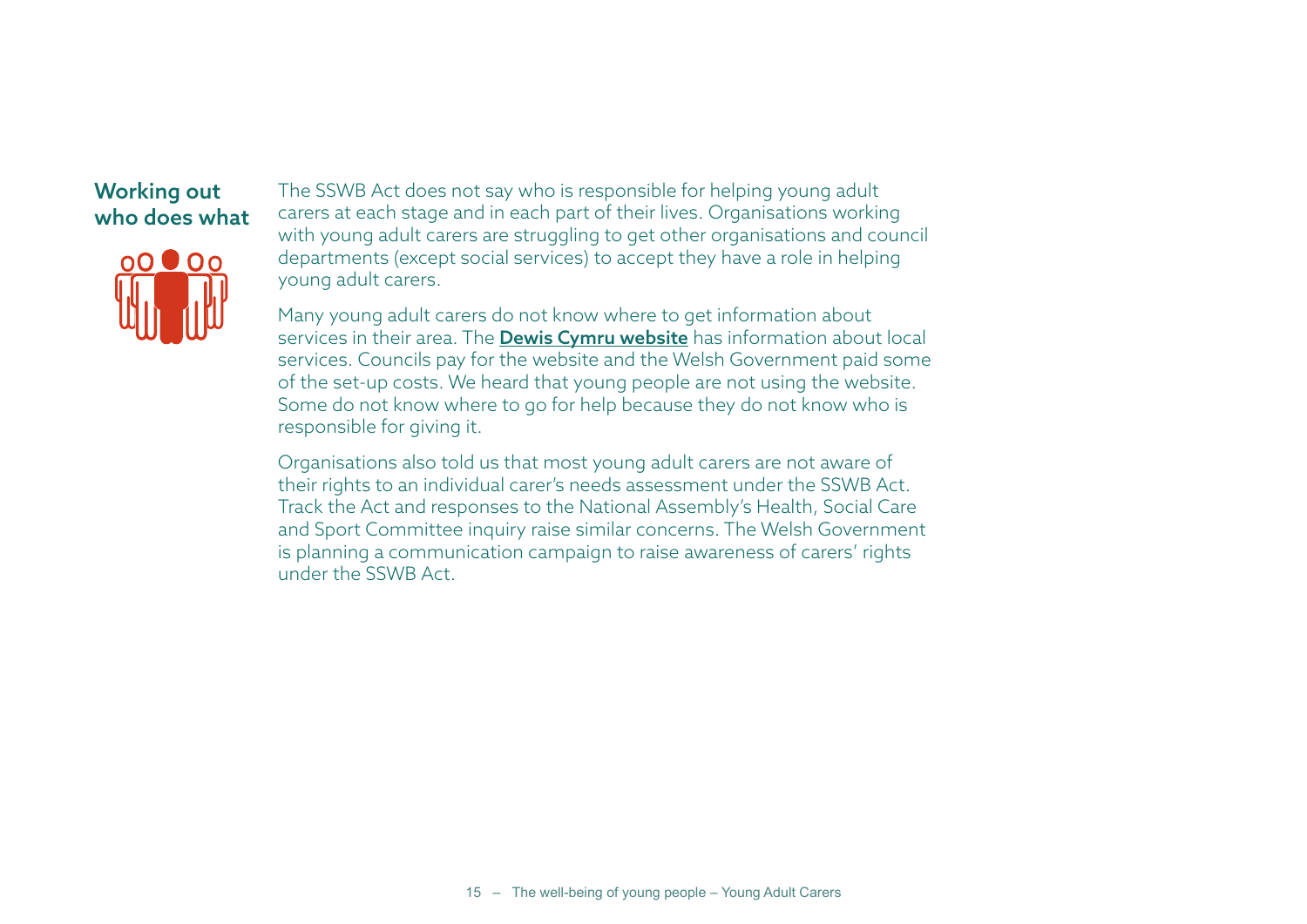## Working out who does what

The SSWB Act does not say who is responsible for helping young adult carers at each stage and in each part of their lives. Organisations working with young adult carers are struggling to get other organisations and council departments (except social services) to accept they have a role in helping young adult carers.

Many young adult carers do not know where to get information about services in their area. The **Dewis Cymru website** has information about local services. Councils pay for the website and the Welsh Government paid some of the set-up costs. We heard that young people are not using the website. Some do not know where to go for help because they do not know who is responsible for giving it.

Organisations also told us that most young adult carers are not aware of their rights to an individual carer's needs assessment under the SSWB Act. Track the Act and responses to the National Assembly's Health, Social Care and Sport Committee inquiry raise similar concerns. The Welsh Government is planning a communication campaign to raise awareness of carers' rights under the SSWB Act.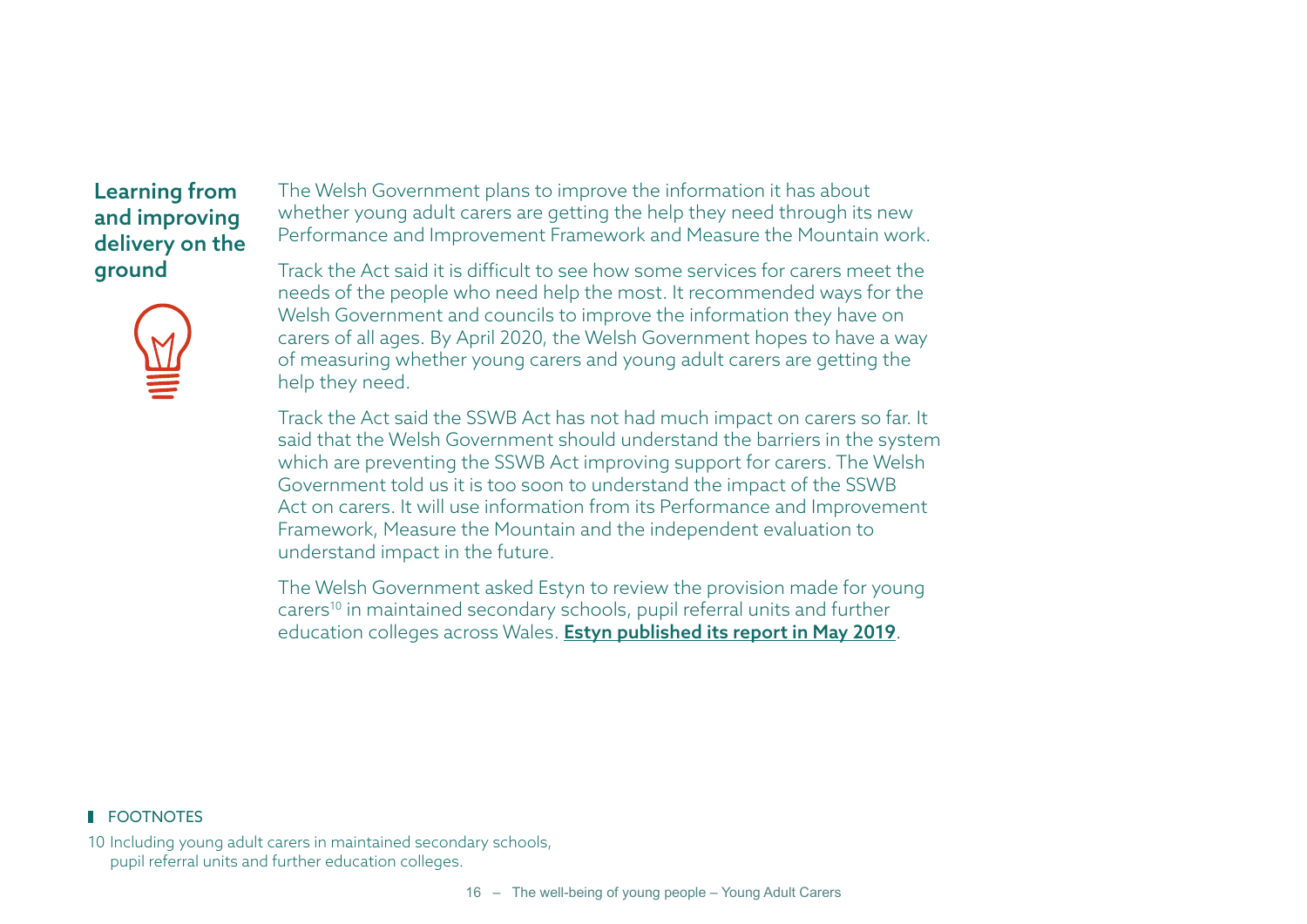## Learning from and improving delivery on the ground

The Welsh Government plans to improve the information it has about whether young adult carers are getting the help they need through its new Performance and Improvement Framework and Measure the Mountain work.

Track the Act said it is difficult to see how some services for carers meet the needs of the people who need help the most. It recommended ways for the Welsh Government and councils to improve the information they have on carers of all ages. By April 2020, the Welsh Government hopes to have a way of measuring whether young carers and young adult carers are getting the help they need.

Track the Act said the SSWB Act has not had much impact on carers so far. It said that the Welsh Government should understand the barriers in the system which are preventing the SSWB Act improving support for carers. The Welsh Government told us it is too soon to understand the impact of the SSWB Act on carers. It will use information from its Performance and Improvement Framework, Measure the Mountain and the independent evaluation to understand impact in the future.

The Welsh Government asked Estyn to review the provision made for young carers[10] in maintained secondary schools, pupil referral units and further education colleges across Wales. **Estyn published its report in May 2019**.

FOOTNOTES

10 Including young adult carers in maintained secondary schools, pupil referral units and further education colleges.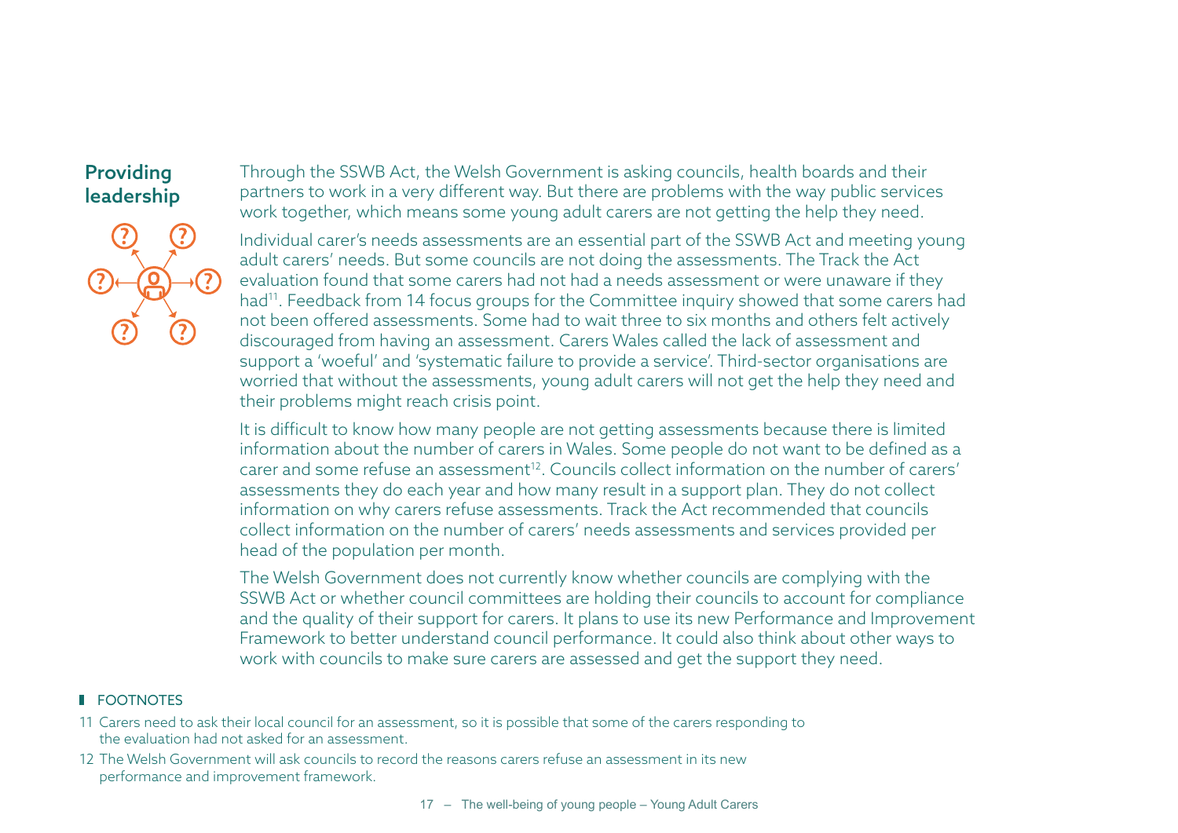## Providing leadership

Through the SSWB Act, the Welsh Government is asking councils, health boards and their partners to work in a very different way. But there are problems with the way public services work together, which means some young adult carers are not getting the help they need.

Individual carer's needs assessments are an essential part of the SSWB Act and meeting young adult carers' needs. But some councils are not doing the assessments. The Track the Act evaluation found that some carers had not had a needs assessment or were unaware if they had[11]. Feedback from 14 focus groups for the Committee inquiry showed that some carers had not been offered assessments. Some had to wait three to six months and others felt actively discouraged from having an assessment. Carers Wales called the lack of assessment and support a 'woeful' and 'systematic failure to provide a service'. Third-sector organisations are worried that without the assessments, young adult carers will not get the help they need and their problems might reach crisis point.

It is difficult to know how many people are not getting assessments because there is limited information about the number of carers in Wales. Some people do not want to be defined as a carer and some refuse an assessment[12]. Councils collect information on the number of carers' assessments they do each year and how many result in a support plan. They do not collect information on why carers refuse assessments. Track the Act recommended that councils collect information on the number of carers' needs assessments and services provided per head of the population per month.

The Welsh Government does not currently know whether councils are complying with the SSWB Act or whether council committees are holding their councils to account for compliance and the quality of their support for carers. It plans to use its new Performance and Improvement Framework to better understand council performance. It could also think about other ways to work with councils to make sure carers are assessed and get the support they need.

**FOOTNOTES**

11 Carers need to ask their local council for an assessment, so it is possible that some of the carers responding to the evaluation had not asked for an assessment.

12 The Welsh Government will ask councils to record the reasons carers refuse an assessment in its new performance and improvement framework.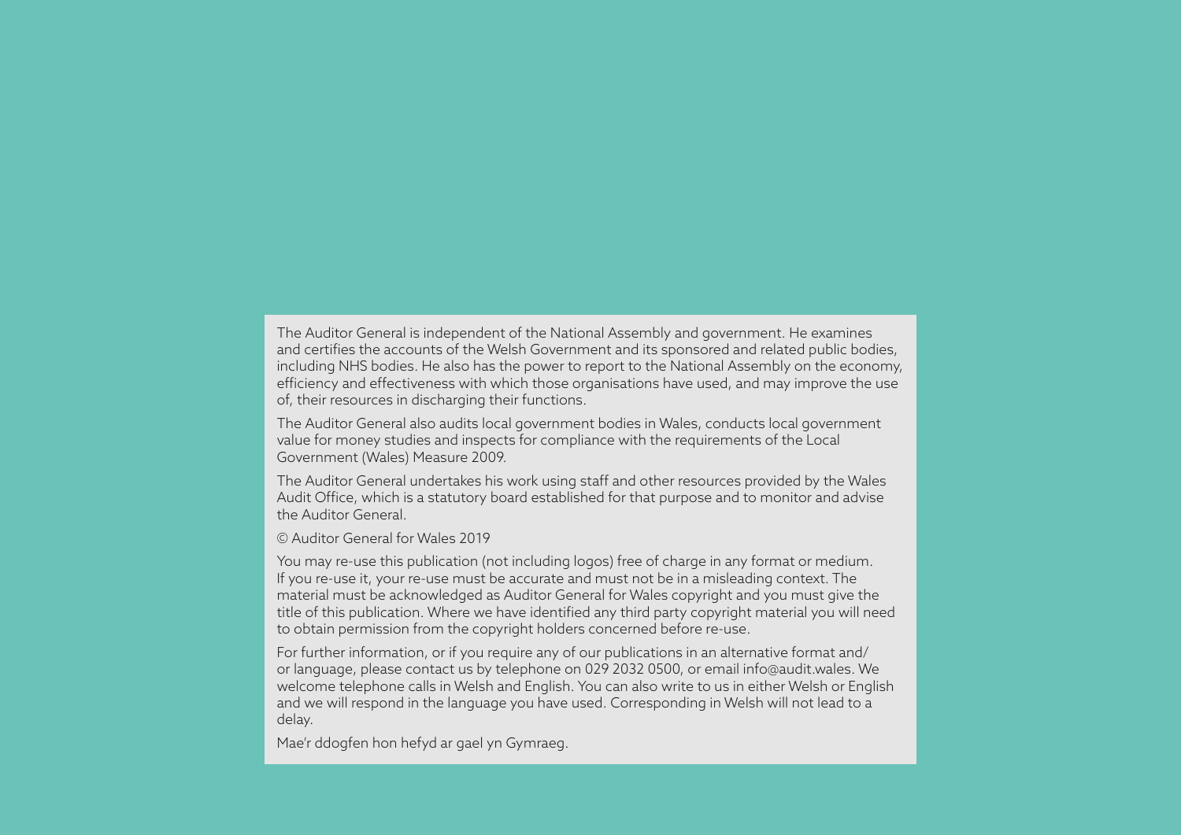The Auditor General is independent of the National Assembly and government. He examines and certifies the accounts of the Welsh Government and its sponsored and related public bodies, including NHS bodies. He also has the power to report to the National Assembly on the economy, efficiency and effectiveness with which those organisations have used, and may improve the use of, their resources in discharging their functions.

The Auditor General also audits local government bodies in Wales, conducts local government value for money studies and inspects for compliance with the requirements of the Local Government (Wales) Measure 2009.

The Auditor General undertakes his work using staff and other resources provided by the Wales Audit Office, which is a statutory board established for that purpose and to monitor and advise the Auditor General.

© Auditor General for Wales 2019

You may re-use this publication (not including logos) free of charge in any format or medium. If you re-use it, your re-use must be accurate and must not be in a misleading context. The material must be acknowledged as Auditor General for Wales copyright and you must give the title of this publication. Where we have identified any third party copyright material you will need to obtain permission from the copyright holders concerned before re-use.

For further information, or if you require any of our publications in an alternative format and/or language, please contact us by telephone on 029 2032 0500, or email info@audit.wales. We welcome telephone calls in Welsh and English. You can also write to us in either Welsh or English and we will respond in the language you have used. Corresponding in Welsh will not lead to a delay.

Mae'r ddogfen hon hefyd ar gael yn Gymraeg.